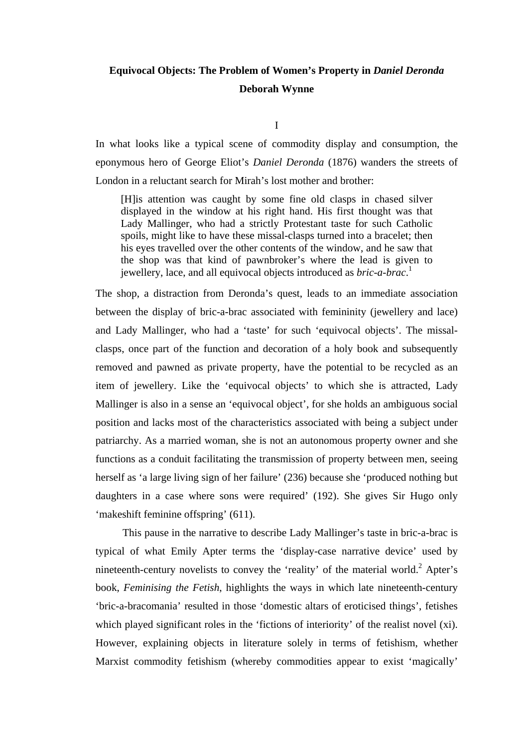# Equivocal Objects: The Problem of Women's Property in *Daniel Deronda*

**Deborah Wynne**

## I

In what looks like a typical scene of commodity display and consumption, the eponymous hero of George Eliot's *Daniel Deronda* (1876) wanders the streets of London in a reluctant search for Mirah's lost mother and brother:

> [H]is attention was caught by some fine old clasps in chased silver displayed in the window at his right hand. His first thought was that Lady Mallinger, who had a strictly Protestant taste for such Catholic spoils, might like to have these missal-clasps turned into a bracelet; then his eyes travelled over the other contents of the window, and he saw that the shop was that kind of pawnbroker's where the lead is given to jewellery, lace, and all equivocal objects introduced as *bric-a-brac*.[1]

The shop, a distraction from Deronda's quest, leads to an immediate association between the display of bric-a-brac associated with femininity (jewellery and lace) and Lady Mallinger, who had a 'taste' for such 'equivocal objects'. The missal-clasps, once part of the function and decoration of a holy book and subsequently removed and pawned as private property, have the potential to be recycled as an item of jewellery. Like the 'equivocal objects' to which she is attracted, Lady Mallinger is also in a sense an 'equivocal object', for she holds an ambiguous social position and lacks most of the characteristics associated with being a subject under patriarchy. As a married woman, she is not an autonomous property owner and she functions as a conduit facilitating the transmission of property between men, seeing herself as 'a large living sign of her failure' (236) because she 'produced nothing but daughters in a case where sons were required' (192). She gives Sir Hugo only 'makeshift feminine offspring' (611).

This pause in the narrative to describe Lady Mallinger's taste in bric-a-brac is typical of what Emily Apter terms the 'display-case narrative device' used by nineteenth-century novelists to convey the 'reality' of the material world.[2] Apter's book, *Feminising the Fetish*, highlights the ways in which late nineteenth-century 'bric-a-bracomania' resulted in those 'domestic altars of eroticised things', fetishes which played significant roles in the 'fictions of interiority' of the realist novel (xi). However, explaining objects in literature solely in terms of fetishism, whether Marxist commodity fetishism (whereby commodities appear to exist 'magically'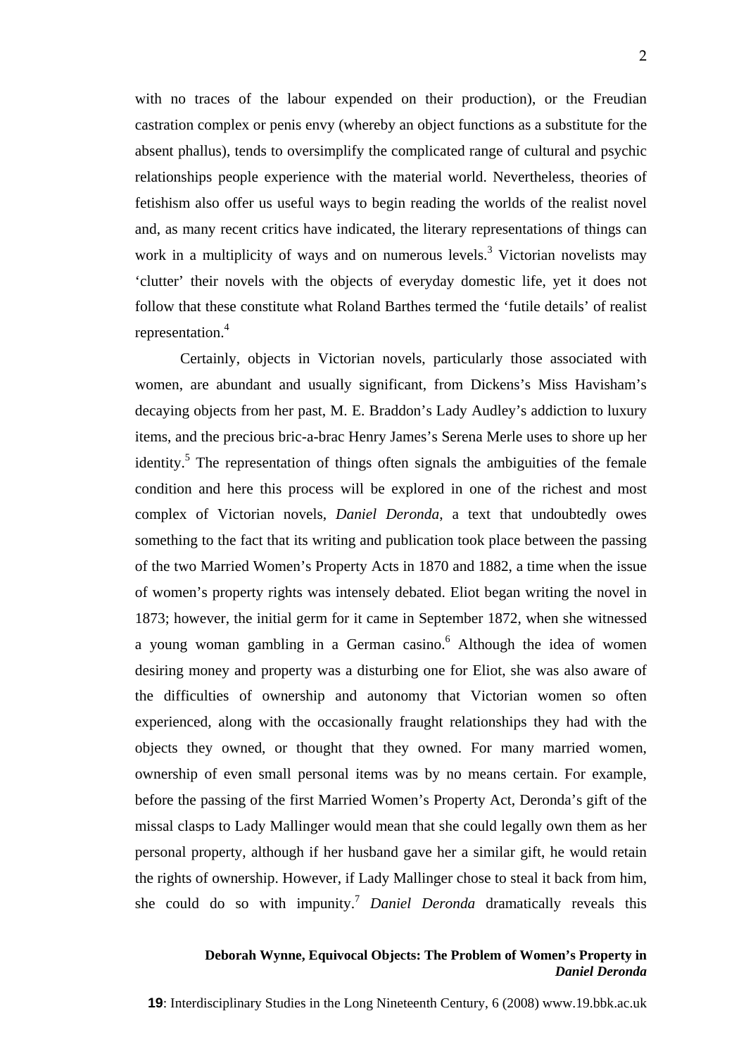with no traces of the labour expended on their production), or the Freudian castration complex or penis envy (whereby an object functions as a substitute for the absent phallus), tends to oversimplify the complicated range of cultural and psychic relationships people experience with the material world. Nevertheless, theories of fetishism also offer us useful ways to begin reading the worlds of the realist novel and, as many recent critics have indicated, the literary representations of things can work in a multiplicity of ways and on numerous levels.[3] Victorian novelists may 'clutter' their novels with the objects of everyday domestic life, yet it does not follow that these constitute what Roland Barthes termed the 'futile details' of realist representation.[4]

Certainly, objects in Victorian novels, particularly those associated with women, are abundant and usually significant, from Dickens's Miss Havisham's decaying objects from her past, M. E. Braddon's Lady Audley's addiction to luxury items, and the precious bric-a-brac Henry James's Serena Merle uses to shore up her identity.[5] The representation of things often signals the ambiguities of the female condition and here this process will be explored in one of the richest and most complex of Victorian novels, *Daniel Deronda*, a text that undoubtedly owes something to the fact that its writing and publication took place between the passing of the two Married Women's Property Acts in 1870 and 1882, a time when the issue of women's property rights was intensely debated. Eliot began writing the novel in 1873; however, the initial germ for it came in September 1872, when she witnessed a young woman gambling in a German casino.[6] Although the idea of women desiring money and property was a disturbing one for Eliot, she was also aware of the difficulties of ownership and autonomy that Victorian women so often experienced, along with the occasionally fraught relationships they had with the objects they owned, or thought that they owned. For many married women, ownership of even small personal items was by no means certain. For example, before the passing of the first Married Women's Property Act, Deronda's gift of the missal clasps to Lady Mallinger would mean that she could legally own them as her personal property, although if her husband gave her a similar gift, he would retain the rights of ownership. However, if Lady Mallinger chose to steal it back from him, she could do so with impunity.[7] *Daniel Deronda* dramatically reveals this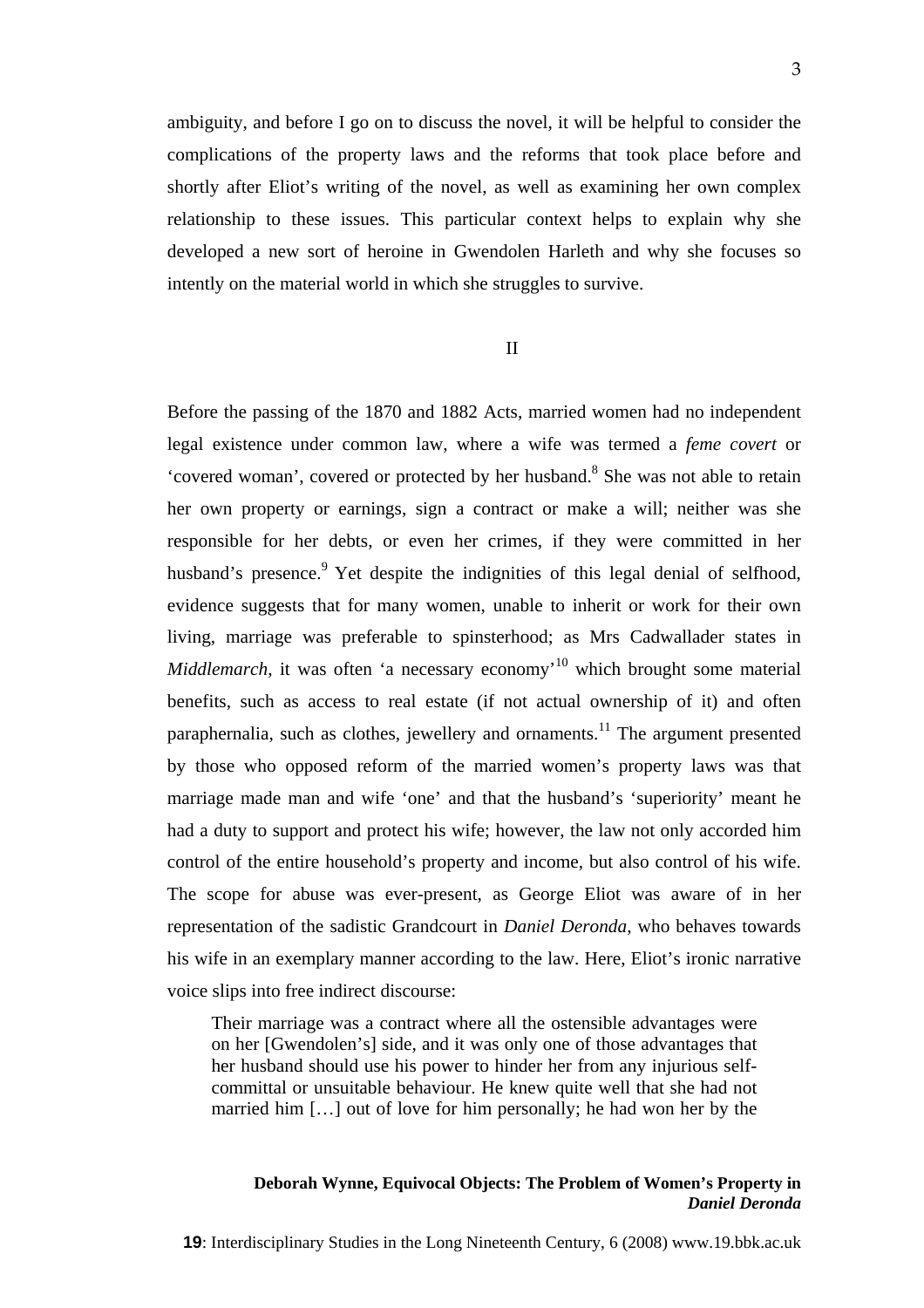ambiguity, and before I go on to discuss the novel, it will be helpful to consider the complications of the property laws and the reforms that took place before and shortly after Eliot's writing of the novel, as well as examining her own complex relationship to these issues. This particular context helps to explain why she developed a new sort of heroine in Gwendolen Harleth and why she focuses so intently on the material world in which she struggles to survive.

II

Before the passing of the 1870 and 1882 Acts, married women had no independent legal existence under common law, where a wife was termed a *feme covert* or 'covered woman', covered or protected by her husband.[8] She was not able to retain her own property or earnings, sign a contract or make a will; neither was she responsible for her debts, or even her crimes, if they were committed in her husband's presence.[9] Yet despite the indignities of this legal denial of selfhood, evidence suggests that for many women, unable to inherit or work for their own living, marriage was preferable to spinsterhood; as Mrs Cadwallader states in *Middlemarch*, it was often 'a necessary economy'[10] which brought some material benefits, such as access to real estate (if not actual ownership of it) and often paraphernalia, such as clothes, jewellery and ornaments.[11] The argument presented by those who opposed reform of the married women's property laws was that marriage made man and wife 'one' and that the husband's 'superiority' meant he had a duty to support and protect his wife; however, the law not only accorded him control of the entire household's property and income, but also control of his wife. The scope for abuse was ever-present, as George Eliot was aware of in her representation of the sadistic Grandcourt in *Daniel Deronda*, who behaves towards his wife in an exemplary manner according to the law. Here, Eliot's ironic narrative voice slips into free indirect discourse:

> Their marriage was a contract where all the ostensible advantages were on her [Gwendolen's] side, and it was only one of those advantages that her husband should use his power to hinder her from any injurious self-committal or unsuitable behaviour. He knew quite well that she had not married him […] out of love for him personally; he had won her by the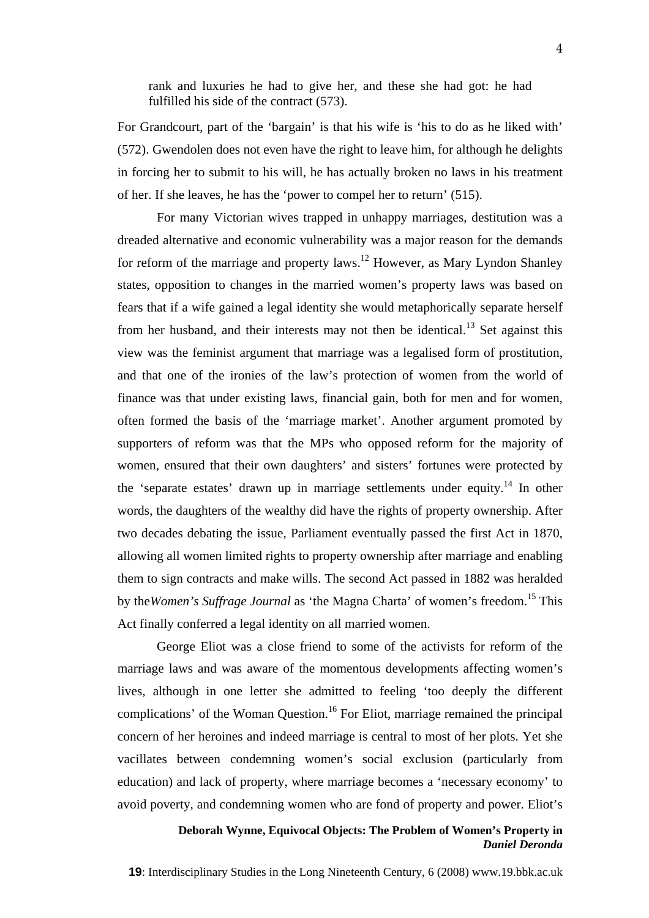> rank and luxuries he had to give her, and these she had got: he had fulfilled his side of the contract (573).

For Grandcourt, part of the 'bargain' is that his wife is 'his to do as he liked with' (572). Gwendolen does not even have the right to leave him, for although he delights in forcing her to submit to his will, he has actually broken no laws in his treatment of her. If she leaves, he has the 'power to compel her to return' (515).

For many Victorian wives trapped in unhappy marriages, destitution was a dreaded alternative and economic vulnerability was a major reason for the demands for reform of the marriage and property laws.[12] However, as Mary Lyndon Shanley states, opposition to changes in the married women's property laws was based on fears that if a wife gained a legal identity she would metaphorically separate herself from her husband, and their interests may not then be identical.[13] Set against this view was the feminist argument that marriage was a legalised form of prostitution, and that one of the ironies of the law's protection of women from the world of finance was that under existing laws, financial gain, both for men and for women, often formed the basis of the 'marriage market'. Another argument promoted by supporters of reform was that the MPs who opposed reform for the majority of women, ensured that their own daughters' and sisters' fortunes were protected by the 'separate estates' drawn up in marriage settlements under equity.[14] In other words, the daughters of the wealthy did have the rights of property ownership. After two decades debating the issue, Parliament eventually passed the first Act in 1870, allowing all women limited rights to property ownership after marriage and enabling them to sign contracts and make wills. The second Act passed in 1882 was heralded by the *Women's Suffrage Journal* as 'the Magna Charta' of women's freedom.[15] This Act finally conferred a legal identity on all married women.

George Eliot was a close friend to some of the activists for reform of the marriage laws and was aware of the momentous developments affecting women's lives, although in one letter she admitted to feeling 'too deeply the different complications' of the Woman Question.[16] For Eliot, marriage remained the principal concern of her heroines and indeed marriage is central to most of her plots. Yet she vacillates between condemning women's social exclusion (particularly from education) and lack of property, where marriage becomes a 'necessary economy' to avoid poverty, and condemning women who are fond of property and power. Eliot's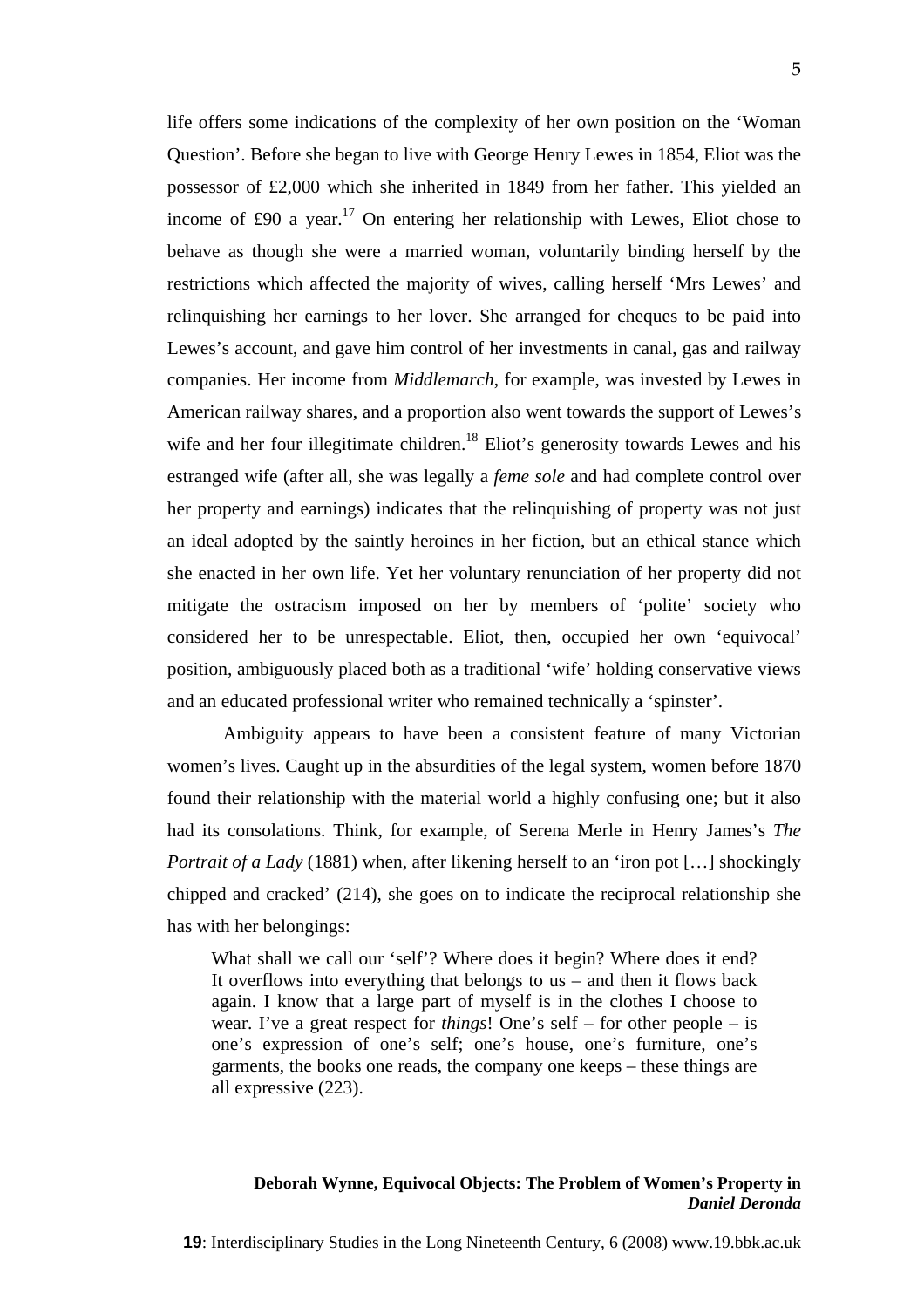life offers some indications of the complexity of her own position on the 'Woman Question'. Before she began to live with George Henry Lewes in 1854, Eliot was the possessor of £2,000 which she inherited in 1849 from her father. This yielded an income of £90 a year.[17] On entering her relationship with Lewes, Eliot chose to behave as though she were a married woman, voluntarily binding herself by the restrictions which affected the majority of wives, calling herself 'Mrs Lewes' and relinquishing her earnings to her lover. She arranged for cheques to be paid into Lewes's account, and gave him control of her investments in canal, gas and railway companies. Her income from *Middlemarch*, for example, was invested by Lewes in American railway shares, and a proportion also went towards the support of Lewes's wife and her four illegitimate children.[18] Eliot's generosity towards Lewes and his estranged wife (after all, she was legally a *feme sole* and had complete control over her property and earnings) indicates that the relinquishing of property was not just an ideal adopted by the saintly heroines in her fiction, but an ethical stance which she enacted in her own life. Yet her voluntary renunciation of her property did not mitigate the ostracism imposed on her by members of 'polite' society who considered her to be unrespectable. Eliot, then, occupied her own 'equivocal' position, ambiguously placed both as a traditional 'wife' holding conservative views and an educated professional writer who remained technically a 'spinster'.

Ambiguity appears to have been a consistent feature of many Victorian women's lives. Caught up in the absurdities of the legal system, women before 1870 found their relationship with the material world a highly confusing one; but it also had its consolations. Think, for example, of Serena Merle in Henry James's *The Portrait of a Lady* (1881) when, after likening herself to an 'iron pot […] shockingly chipped and cracked' (214), she goes on to indicate the reciprocal relationship she has with her belongings:

> What shall we call our 'self'? Where does it begin? Where does it end? It overflows into everything that belongs to us – and then it flows back again. I know that a large part of myself is in the clothes I choose to wear. I've a great respect for *things*! One's self – for other people – is one's expression of one's self; one's house, one's furniture, one's garments, the books one reads, the company one keeps – these things are all expressive (223).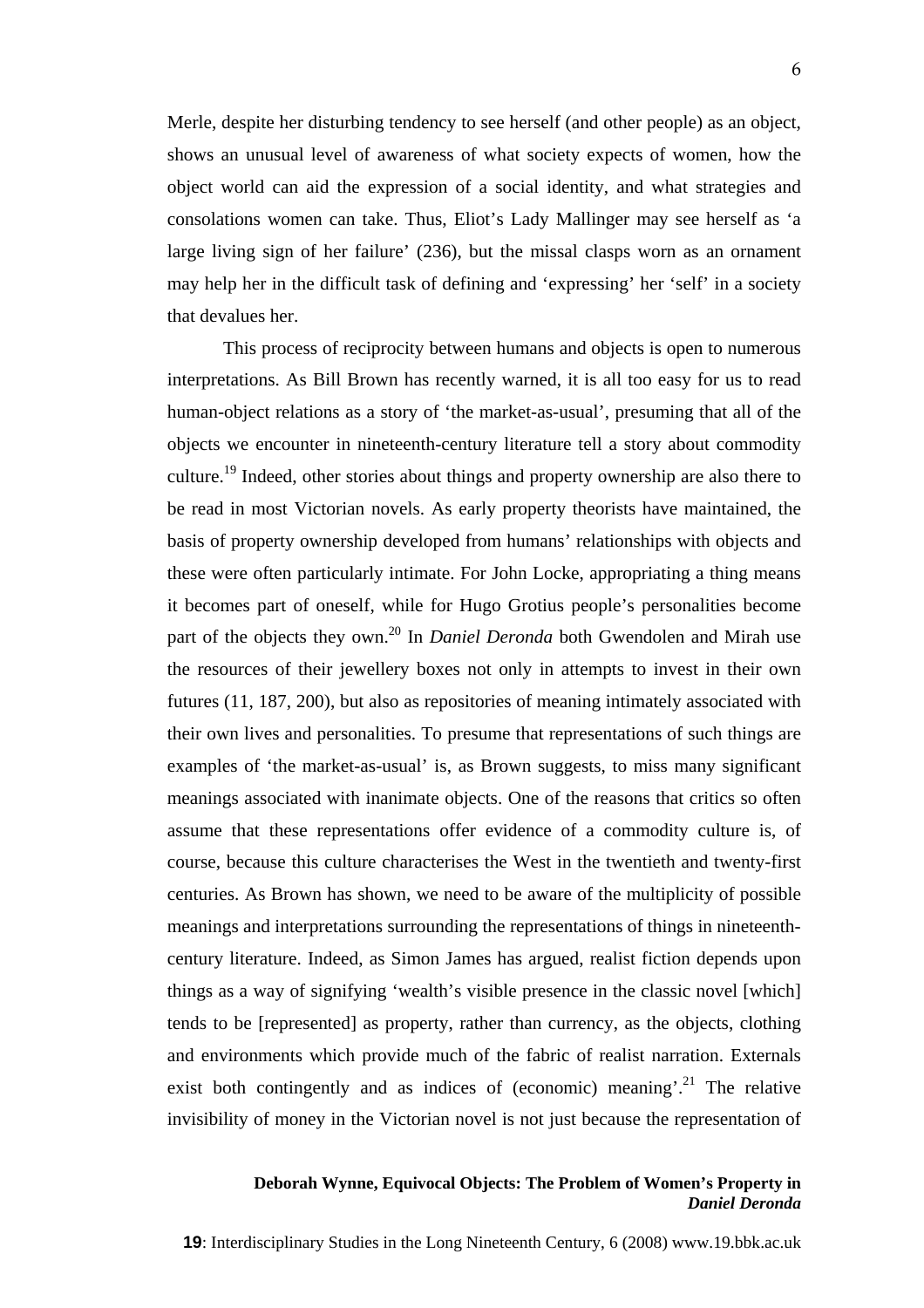Merle, despite her disturbing tendency to see herself (and other people) as an object, shows an unusual level of awareness of what society expects of women, how the object world can aid the expression of a social identity, and what strategies and consolations women can take. Thus, Eliot's Lady Mallinger may see herself as 'a large living sign of her failure' (236), but the missal clasps worn as an ornament may help her in the difficult task of defining and 'expressing' her 'self' in a society that devalues her.

This process of reciprocity between humans and objects is open to numerous interpretations. As Bill Brown has recently warned, it is all too easy for us to read human-object relations as a story of 'the market-as-usual', presuming that all of the objects we encounter in nineteenth-century literature tell a story about commodity culture.[19] Indeed, other stories about things and property ownership are also there to be read in most Victorian novels. As early property theorists have maintained, the basis of property ownership developed from humans' relationships with objects and these were often particularly intimate. For John Locke, appropriating a thing means it becomes part of oneself, while for Hugo Grotius people's personalities become part of the objects they own.[20] In *Daniel Deronda* both Gwendolen and Mirah use the resources of their jewellery boxes not only in attempts to invest in their own futures (11, 187, 200), but also as repositories of meaning intimately associated with their own lives and personalities. To presume that representations of such things are examples of 'the market-as-usual' is, as Brown suggests, to miss many significant meanings associated with inanimate objects. One of the reasons that critics so often assume that these representations offer evidence of a commodity culture is, of course, because this culture characterises the West in the twentieth and twenty-first centuries. As Brown has shown, we need to be aware of the multiplicity of possible meanings and interpretations surrounding the representations of things in nineteenth-century literature. Indeed, as Simon James has argued, realist fiction depends upon things as a way of signifying 'wealth's visible presence in the classic novel [which] tends to be [represented] as property, rather than currency, as the objects, clothing and environments which provide much of the fabric of realist narration. Externals exist both contingently and as indices of (economic) meaning'.[21] The relative invisibility of money in the Victorian novel is not just because the representation of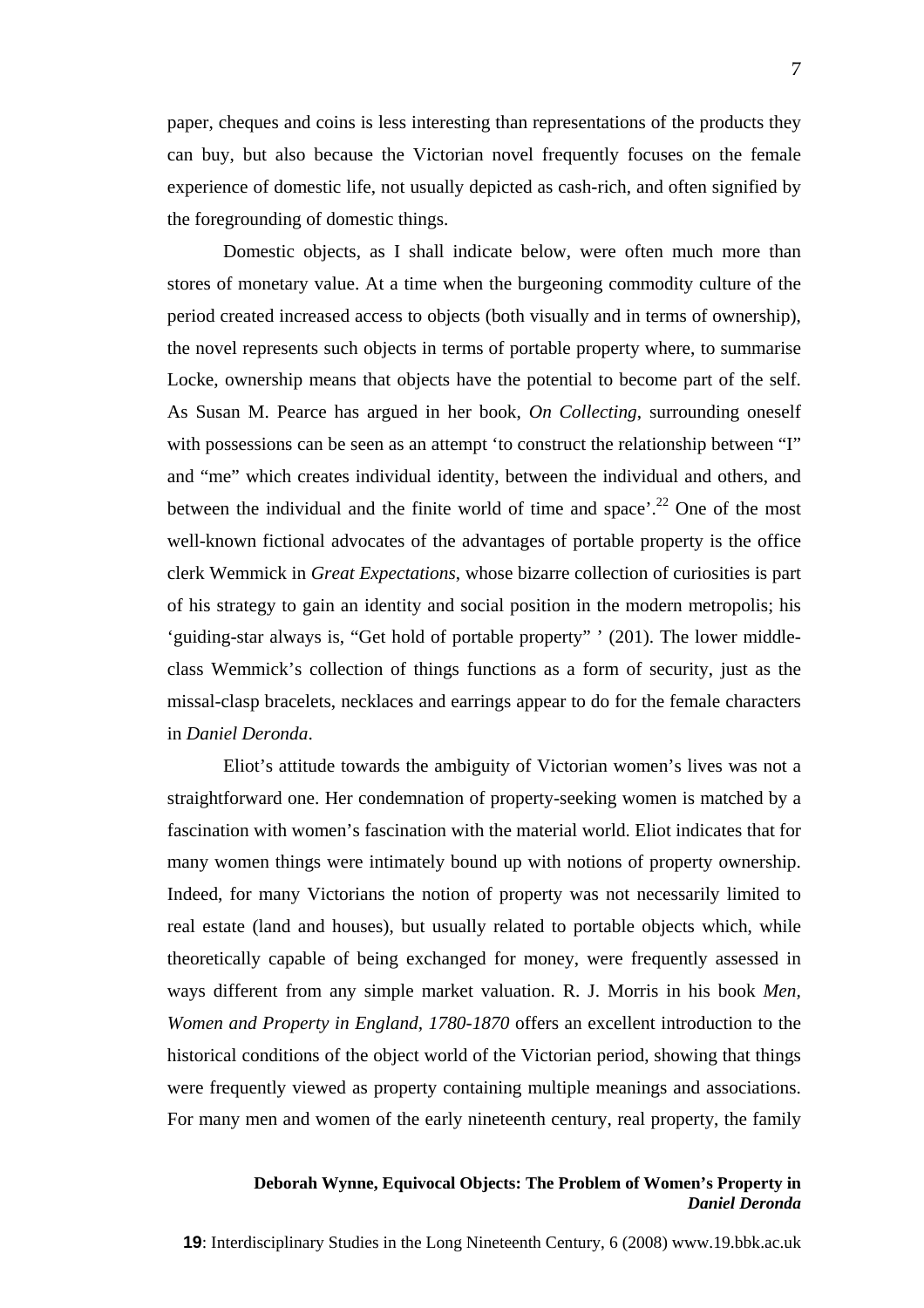paper, cheques and coins is less interesting than representations of the products they can buy, but also because the Victorian novel frequently focuses on the female experience of domestic life, not usually depicted as cash-rich, and often signified by the foregrounding of domestic things.

Domestic objects, as I shall indicate below, were often much more than stores of monetary value. At a time when the burgeoning commodity culture of the period created increased access to objects (both visually and in terms of ownership), the novel represents such objects in terms of portable property where, to summarise Locke, ownership means that objects have the potential to become part of the self. As Susan M. Pearce has argued in her book, *On Collecting*, surrounding oneself with possessions can be seen as an attempt 'to construct the relationship between "I" and "me" which creates individual identity, between the individual and others, and between the individual and the finite world of time and space'.[22] One of the most well-known fictional advocates of the advantages of portable property is the office clerk Wemmick in *Great Expectations*, whose bizarre collection of curiosities is part of his strategy to gain an identity and social position in the modern metropolis; his 'guiding-star always is, "Get hold of portable property" ' (201). The lower middle-class Wemmick's collection of things functions as a form of security, just as the missal-clasp bracelets, necklaces and earrings appear to do for the female characters in *Daniel Deronda*.

Eliot's attitude towards the ambiguity of Victorian women's lives was not a straightforward one. Her condemnation of property-seeking women is matched by a fascination with women's fascination with the material world. Eliot indicates that for many women things were intimately bound up with notions of property ownership. Indeed, for many Victorians the notion of property was not necessarily limited to real estate (land and houses), but usually related to portable objects which, while theoretically capable of being exchanged for money, were frequently assessed in ways different from any simple market valuation. R. J. Morris in his book *Men, Women and Property in England, 1780-1870* offers an excellent introduction to the historical conditions of the object world of the Victorian period, showing that things were frequently viewed as property containing multiple meanings and associations. For many men and women of the early nineteenth century, real property, the family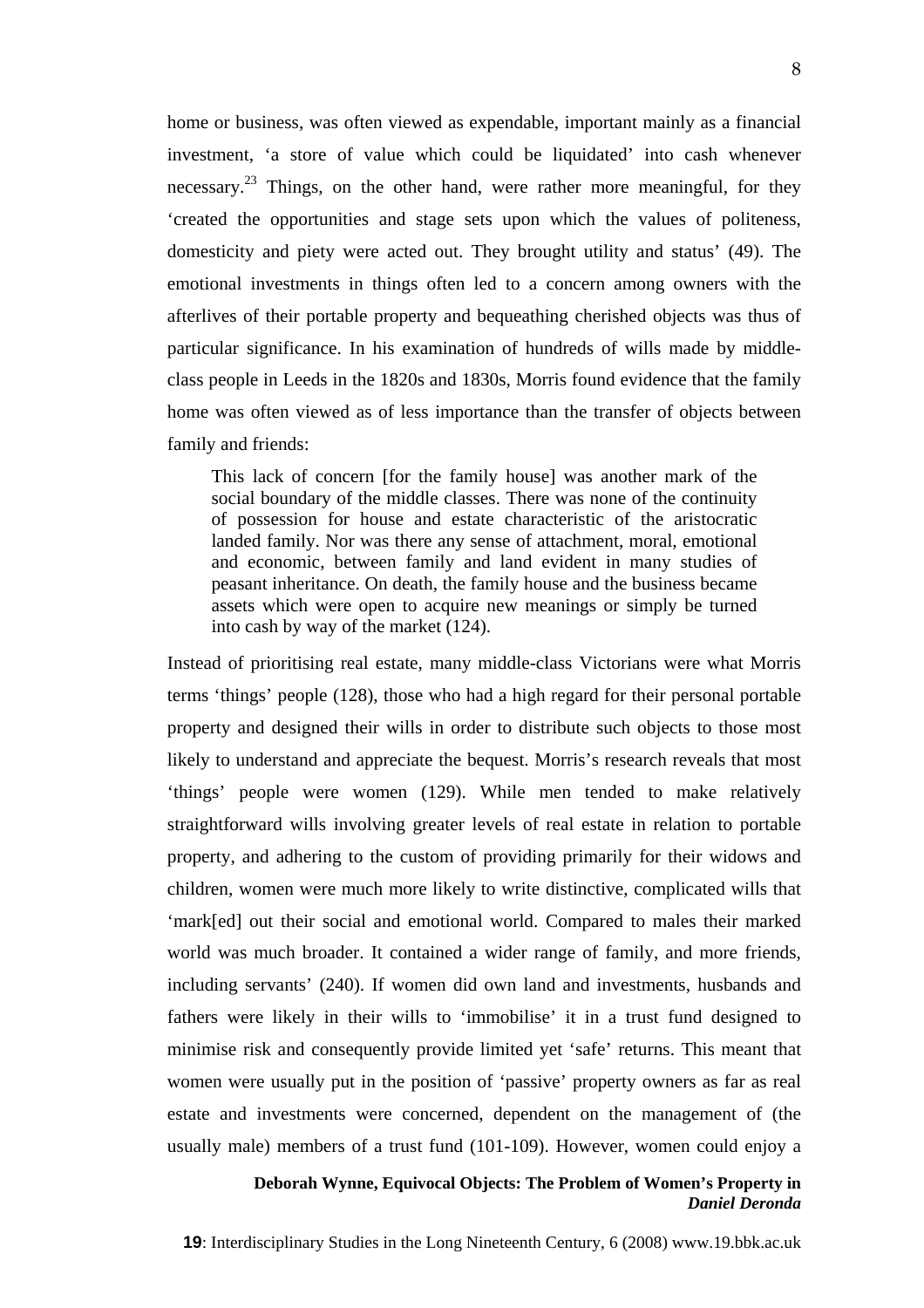home or business, was often viewed as expendable, important mainly as a financial investment, 'a store of value which could be liquidated' into cash whenever necessary.[23] Things, on the other hand, were rather more meaningful, for they 'created the opportunities and stage sets upon which the values of politeness, domesticity and piety were acted out. They brought utility and status' (49). The emotional investments in things often led to a concern among owners with the afterlives of their portable property and bequeathing cherished objects was thus of particular significance. In his examination of hundreds of wills made by middle-class people in Leeds in the 1820s and 1830s, Morris found evidence that the family home was often viewed as of less importance than the transfer of objects between family and friends:

> This lack of concern [for the family house] was another mark of the social boundary of the middle classes. There was none of the continuity of possession for house and estate characteristic of the aristocratic landed family. Nor was there any sense of attachment, moral, emotional and economic, between family and land evident in many studies of peasant inheritance. On death, the family house and the business became assets which were open to acquire new meanings or simply be turned into cash by way of the market (124).

Instead of prioritising real estate, many middle-class Victorians were what Morris terms 'things' people (128), those who had a high regard for their personal portable property and designed their wills in order to distribute such objects to those most likely to understand and appreciate the bequest. Morris's research reveals that most 'things' people were women (129). While men tended to make relatively straightforward wills involving greater levels of real estate in relation to portable property, and adhering to the custom of providing primarily for their widows and children, women were much more likely to write distinctive, complicated wills that 'mark[ed] out their social and emotional world. Compared to males their marked world was much broader. It contained a wider range of family, and more friends, including servants' (240). If women did own land and investments, husbands and fathers were likely in their wills to 'immobilise' it in a trust fund designed to minimise risk and consequently provide limited yet 'safe' returns. This meant that women were usually put in the position of 'passive' property owners as far as real estate and investments were concerned, dependent on the management of (the usually male) members of a trust fund (101-109). However, women could enjoy a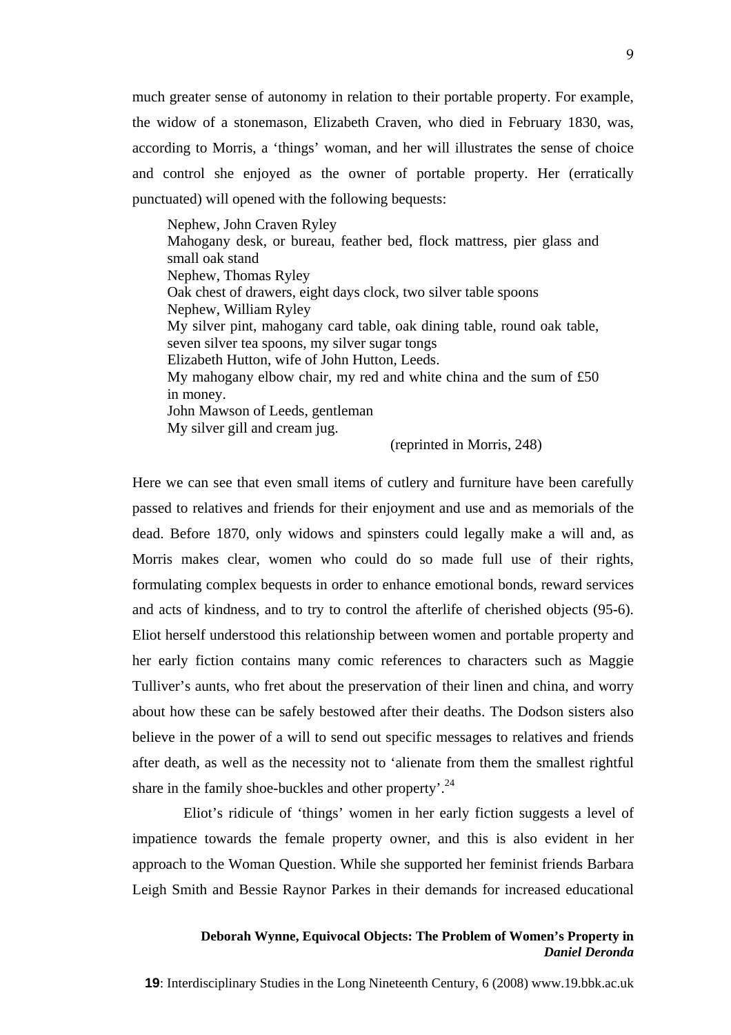much greater sense of autonomy in relation to their portable property. For example, the widow of a stonemason, Elizabeth Craven, who died in February 1830, was, according to Morris, a 'things' woman, and her will illustrates the sense of choice and control she enjoyed as the owner of portable property. Her (erratically punctuated) will opened with the following bequests:

> Nephew, John Craven Ryley
> Mahogany desk, or bureau, feather bed, flock mattress, pier glass and small oak stand
> Nephew, Thomas Ryley
> Oak chest of drawers, eight days clock, two silver table spoons
> Nephew, William Ryley
> My silver pint, mahogany card table, oak dining table, round oak table, seven silver tea spoons, my silver sugar tongs
> Elizabeth Hutton, wife of John Hutton, Leeds.
> My mahogany elbow chair, my red and white china and the sum of £50 in money.
> John Mawson of Leeds, gentleman
> My silver gill and cream jug.
>
> (reprinted in Morris, 248)

Here we can see that even small items of cutlery and furniture have been carefully passed to relatives and friends for their enjoyment and use and as memorials of the dead. Before 1870, only widows and spinsters could legally make a will and, as Morris makes clear, women who could do so made full use of their rights, formulating complex bequests in order to enhance emotional bonds, reward services and acts of kindness, and to try to control the afterlife of cherished objects (95-6). Eliot herself understood this relationship between women and portable property and her early fiction contains many comic references to characters such as Maggie Tulliver's aunts, who fret about the preservation of their linen and china, and worry about how these can be safely bestowed after their deaths. The Dodson sisters also believe in the power of a will to send out specific messages to relatives and friends after death, as well as the necessity not to 'alienate from them the smallest rightful share in the family shoe-buckles and other property'.[24]

Eliot's ridicule of 'things' women in her early fiction suggests a level of impatience towards the female property owner, and this is also evident in her approach to the Woman Question. While she supported her feminist friends Barbara Leigh Smith and Bessie Raynor Parkes in their demands for increased educational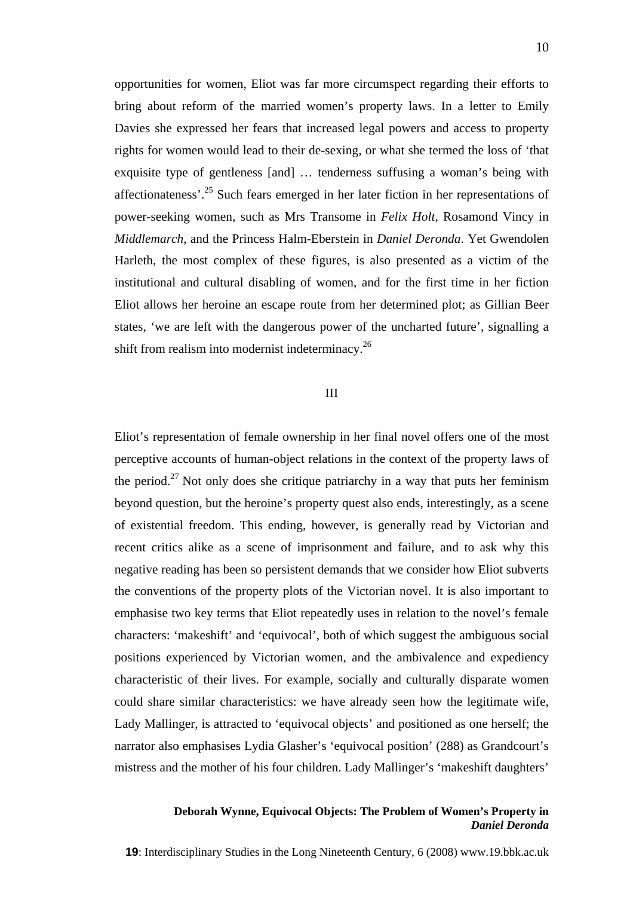opportunities for women, Eliot was far more circumspect regarding their efforts to bring about reform of the married women's property laws. In a letter to Emily Davies she expressed her fears that increased legal powers and access to property rights for women would lead to their de-sexing, or what she termed the loss of 'that exquisite type of gentleness [and] … tenderness suffusing a woman's being with affectionateness'.[25] Such fears emerged in her later fiction in her representations of power-seeking women, such as Mrs Transome in *Felix Holt*, Rosamond Vincy in *Middlemarch*, and the Princess Halm-Eberstein in *Daniel Deronda*. Yet Gwendolen Harleth, the most complex of these figures, is also presented as a victim of the institutional and cultural disabling of women, and for the first time in her fiction Eliot allows her heroine an escape route from her determined plot; as Gillian Beer states, 'we are left with the dangerous power of the uncharted future', signalling a shift from realism into modernist indeterminacy.[26]

## III

Eliot's representation of female ownership in her final novel offers one of the most perceptive accounts of human-object relations in the context of the property laws of the period.[27] Not only does she critique patriarchy in a way that puts her feminism beyond question, but the heroine's property quest also ends, interestingly, as a scene of existential freedom. This ending, however, is generally read by Victorian and recent critics alike as a scene of imprisonment and failure, and to ask why this negative reading has been so persistent demands that we consider how Eliot subverts the conventions of the property plots of the Victorian novel. It is also important to emphasise two key terms that Eliot repeatedly uses in relation to the novel's female characters: 'makeshift' and 'equivocal', both of which suggest the ambiguous social positions experienced by Victorian women, and the ambivalence and expediency characteristic of their lives. For example, socially and culturally disparate women could share similar characteristics: we have already seen how the legitimate wife, Lady Mallinger, is attracted to 'equivocal objects' and positioned as one herself; the narrator also emphasises Lydia Glasher's 'equivocal position' (288) as Grandcourt's mistress and the mother of his four children. Lady Mallinger's 'makeshift daughters'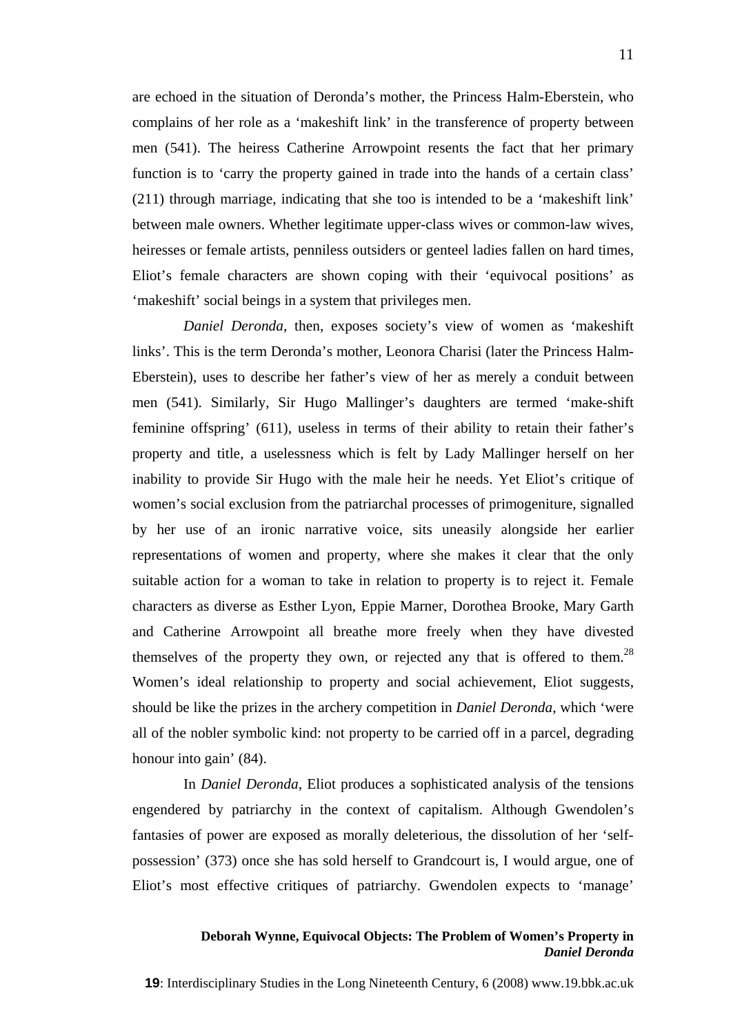are echoed in the situation of Deronda's mother, the Princess Halm-Eberstein, who complains of her role as a 'makeshift link' in the transference of property between men (541). The heiress Catherine Arrowpoint resents the fact that her primary function is to 'carry the property gained in trade into the hands of a certain class' (211) through marriage, indicating that she too is intended to be a 'makeshift link' between male owners. Whether legitimate upper-class wives or common-law wives, heiresses or female artists, penniless outsiders or genteel ladies fallen on hard times, Eliot's female characters are shown coping with their 'equivocal positions' as 'makeshift' social beings in a system that privileges men.

*Daniel Deronda*, then, exposes society's view of women as 'makeshift links'. This is the term Deronda's mother, Leonora Charisi (later the Princess Halm-Eberstein), uses to describe her father's view of her as merely a conduit between men (541). Similarly, Sir Hugo Mallinger's daughters are termed 'make-shift feminine offspring' (611), useless in terms of their ability to retain their father's property and title, a uselessness which is felt by Lady Mallinger herself on her inability to provide Sir Hugo with the male heir he needs. Yet Eliot's critique of women's social exclusion from the patriarchal processes of primogeniture, signalled by her use of an ironic narrative voice, sits uneasily alongside her earlier representations of women and property, where she makes it clear that the only suitable action for a woman to take in relation to property is to reject it. Female characters as diverse as Esther Lyon, Eppie Marner, Dorothea Brooke, Mary Garth and Catherine Arrowpoint all breathe more freely when they have divested themselves of the property they own, or rejected any that is offered to them.[28] Women's ideal relationship to property and social achievement, Eliot suggests, should be like the prizes in the archery competition in *Daniel Deronda*, which 'were all of the nobler symbolic kind: not property to be carried off in a parcel, degrading honour into gain' (84).

In *Daniel Deronda*, Eliot produces a sophisticated analysis of the tensions engendered by patriarchy in the context of capitalism. Although Gwendolen's fantasies of power are exposed as morally deleterious, the dissolution of her 'self-possession' (373) once she has sold herself to Grandcourt is, I would argue, one of Eliot's most effective critiques of patriarchy. Gwendolen expects to 'manage'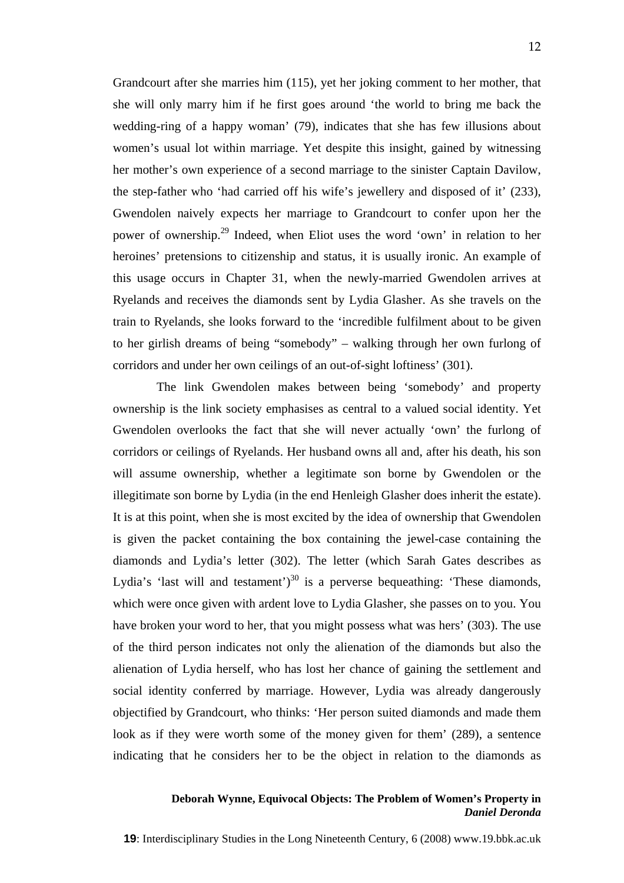Grandcourt after she marries him (115), yet her joking comment to her mother, that she will only marry him if he first goes around 'the world to bring me back the wedding-ring of a happy woman' (79), indicates that she has few illusions about women's usual lot within marriage. Yet despite this insight, gained by witnessing her mother's own experience of a second marriage to the sinister Captain Davilow, the step-father who 'had carried off his wife's jewellery and disposed of it' (233), Gwendolen naively expects her marriage to Grandcourt to confer upon her the power of ownership.[29] Indeed, when Eliot uses the word 'own' in relation to her heroines' pretensions to citizenship and status, it is usually ironic. An example of this usage occurs in Chapter 31, when the newly-married Gwendolen arrives at Ryelands and receives the diamonds sent by Lydia Glasher. As she travels on the train to Ryelands, she looks forward to the 'incredible fulfilment about to be given to her girlish dreams of being "somebody" – walking through her own furlong of corridors and under her own ceilings of an out-of-sight loftiness' (301).

The link Gwendolen makes between being 'somebody' and property ownership is the link society emphasises as central to a valued social identity. Yet Gwendolen overlooks the fact that she will never actually 'own' the furlong of corridors or ceilings of Ryelands. Her husband owns all and, after his death, his son will assume ownership, whether a legitimate son borne by Gwendolen or the illegitimate son borne by Lydia (in the end Henleigh Glasher does inherit the estate). It is at this point, when she is most excited by the idea of ownership that Gwendolen is given the packet containing the box containing the jewel-case containing the diamonds and Lydia's letter (302). The letter (which Sarah Gates describes as Lydia's 'last will and testament')[30] is a perverse bequeathing: 'These diamonds, which were once given with ardent love to Lydia Glasher, she passes on to you. You have broken your word to her, that you might possess what was hers' (303). The use of the third person indicates not only the alienation of the diamonds but also the alienation of Lydia herself, who has lost her chance of gaining the settlement and social identity conferred by marriage. However, Lydia was already dangerously objectified by Grandcourt, who thinks: 'Her person suited diamonds and made them look as if they were worth some of the money given for them' (289), a sentence indicating that he considers her to be the object in relation to the diamonds as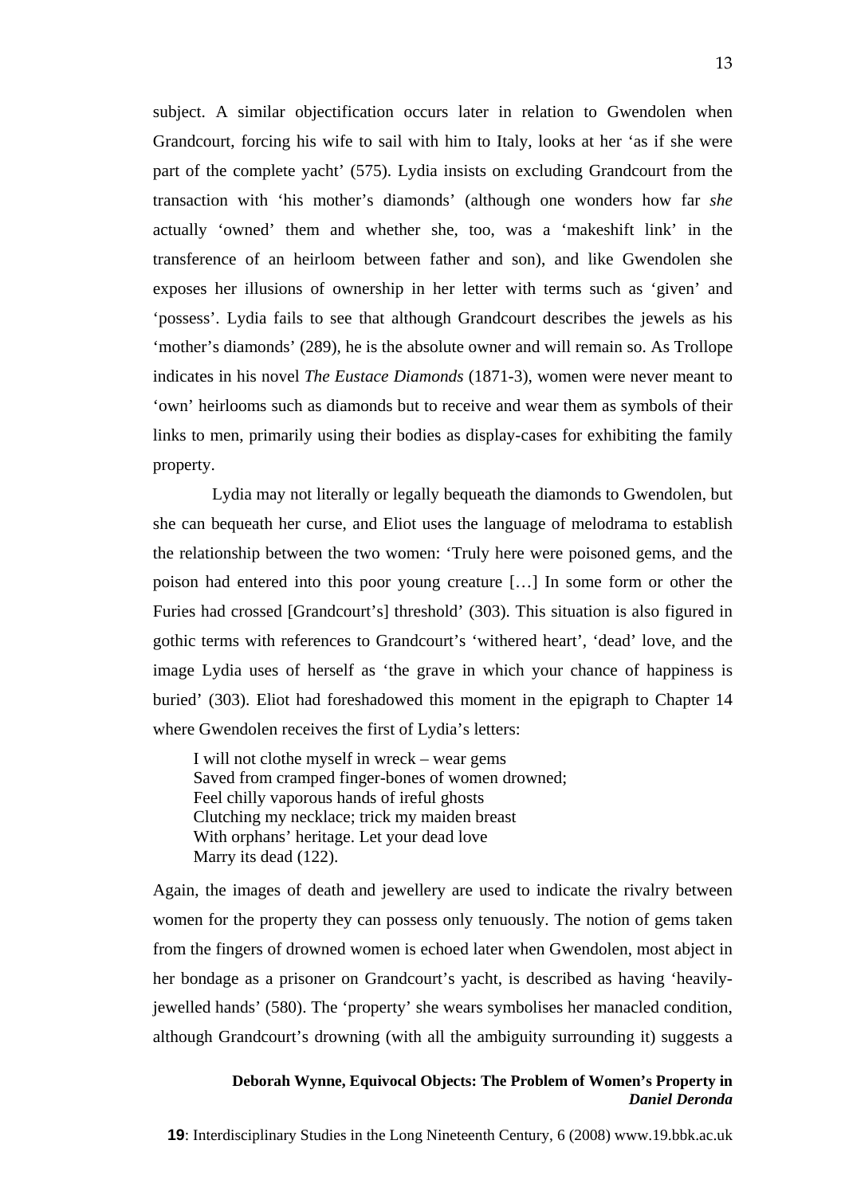subject. A similar objectification occurs later in relation to Gwendolen when Grandcourt, forcing his wife to sail with him to Italy, looks at her 'as if she were part of the complete yacht' (575). Lydia insists on excluding Grandcourt from the transaction with 'his mother's diamonds' (although one wonders how far *she* actually 'owned' them and whether she, too, was a 'makeshift link' in the transference of an heirloom between father and son), and like Gwendolen she exposes her illusions of ownership in her letter with terms such as 'given' and 'possess'. Lydia fails to see that although Grandcourt describes the jewels as his 'mother's diamonds' (289), he is the absolute owner and will remain so. As Trollope indicates in his novel *The Eustace Diamonds* (1871-3), women were never meant to 'own' heirlooms such as diamonds but to receive and wear them as symbols of their links to men, primarily using their bodies as display-cases for exhibiting the family property.

Lydia may not literally or legally bequeath the diamonds to Gwendolen, but she can bequeath her curse, and Eliot uses the language of melodrama to establish the relationship between the two women: 'Truly here were poisoned gems, and the poison had entered into this poor young creature […] In some form or other the Furies had crossed [Grandcourt's] threshold' (303). This situation is also figured in gothic terms with references to Grandcourt's 'withered heart', 'dead' love, and the image Lydia uses of herself as 'the grave in which your chance of happiness is buried' (303). Eliot had foreshadowed this moment in the epigraph to Chapter 14 where Gwendolen receives the first of Lydia's letters:

> I will not clothe myself in wreck – wear gems
> Saved from cramped finger-bones of women drowned;
> Feel chilly vaporous hands of ireful ghosts
> Clutching my necklace; trick my maiden breast
> With orphans' heritage. Let your dead love
> Marry its dead (122).

Again, the images of death and jewellery are used to indicate the rivalry between women for the property they can possess only tenuously. The notion of gems taken from the fingers of drowned women is echoed later when Gwendolen, most abject in her bondage as a prisoner on Grandcourt's yacht, is described as having 'heavily-jewelled hands' (580). The 'property' she wears symbolises her manacled condition, although Grandcourt's drowning (with all the ambiguity surrounding it) suggests a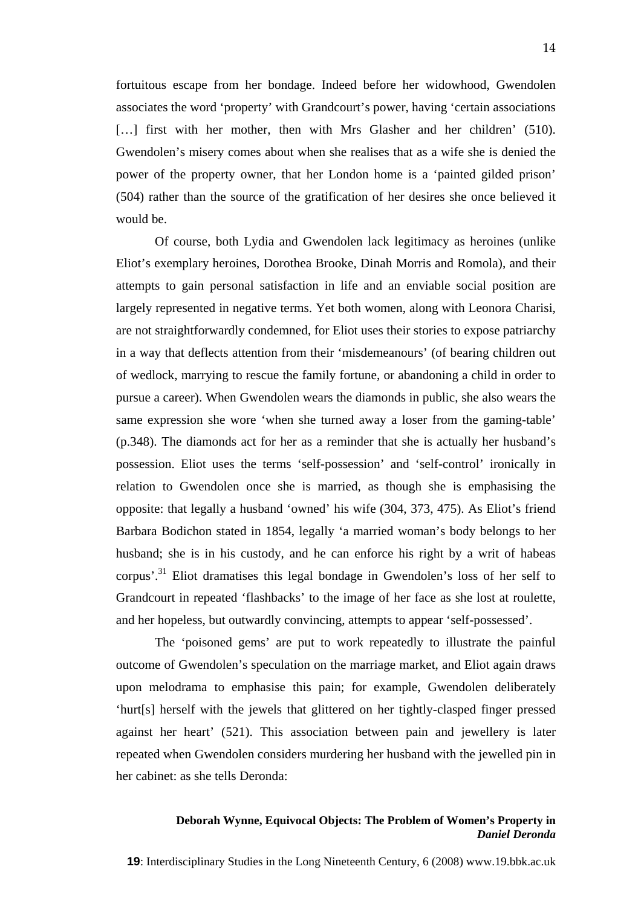fortuitous escape from her bondage. Indeed before her widowhood, Gwendolen associates the word 'property' with Grandcourt's power, having 'certain associations […] first with her mother, then with Mrs Glasher and her children' (510). Gwendolen's misery comes about when she realises that as a wife she is denied the power of the property owner, that her London home is a 'painted gilded prison' (504) rather than the source of the gratification of her desires she once believed it would be.

Of course, both Lydia and Gwendolen lack legitimacy as heroines (unlike Eliot's exemplary heroines, Dorothea Brooke, Dinah Morris and Romola), and their attempts to gain personal satisfaction in life and an enviable social position are largely represented in negative terms. Yet both women, along with Leonora Charisi, are not straightforwardly condemned, for Eliot uses their stories to expose patriarchy in a way that deflects attention from their 'misdemeanours' (of bearing children out of wedlock, marrying to rescue the family fortune, or abandoning a child in order to pursue a career). When Gwendolen wears the diamonds in public, she also wears the same expression she wore 'when she turned away a loser from the gaming-table' (p.348). The diamonds act for her as a reminder that she is actually her husband's possession. Eliot uses the terms 'self-possession' and 'self-control' ironically in relation to Gwendolen once she is married, as though she is emphasising the opposite: that legally a husband 'owned' his wife (304, 373, 475). As Eliot's friend Barbara Bodichon stated in 1854, legally 'a married woman's body belongs to her husband; she is in his custody, and he can enforce his right by a writ of habeas corpus'.[31] Eliot dramatises this legal bondage in Gwendolen's loss of her self to Grandcourt in repeated 'flashbacks' to the image of her face as she lost at roulette, and her hopeless, but outwardly convincing, attempts to appear 'self-possessed'.

The 'poisoned gems' are put to work repeatedly to illustrate the painful outcome of Gwendolen's speculation on the marriage market, and Eliot again draws upon melodrama to emphasise this pain; for example, Gwendolen deliberately 'hurt[s] herself with the jewels that glittered on her tightly-clasped finger pressed against her heart' (521). This association between pain and jewellery is later repeated when Gwendolen considers murdering her husband with the jewelled pin in her cabinet: as she tells Deronda: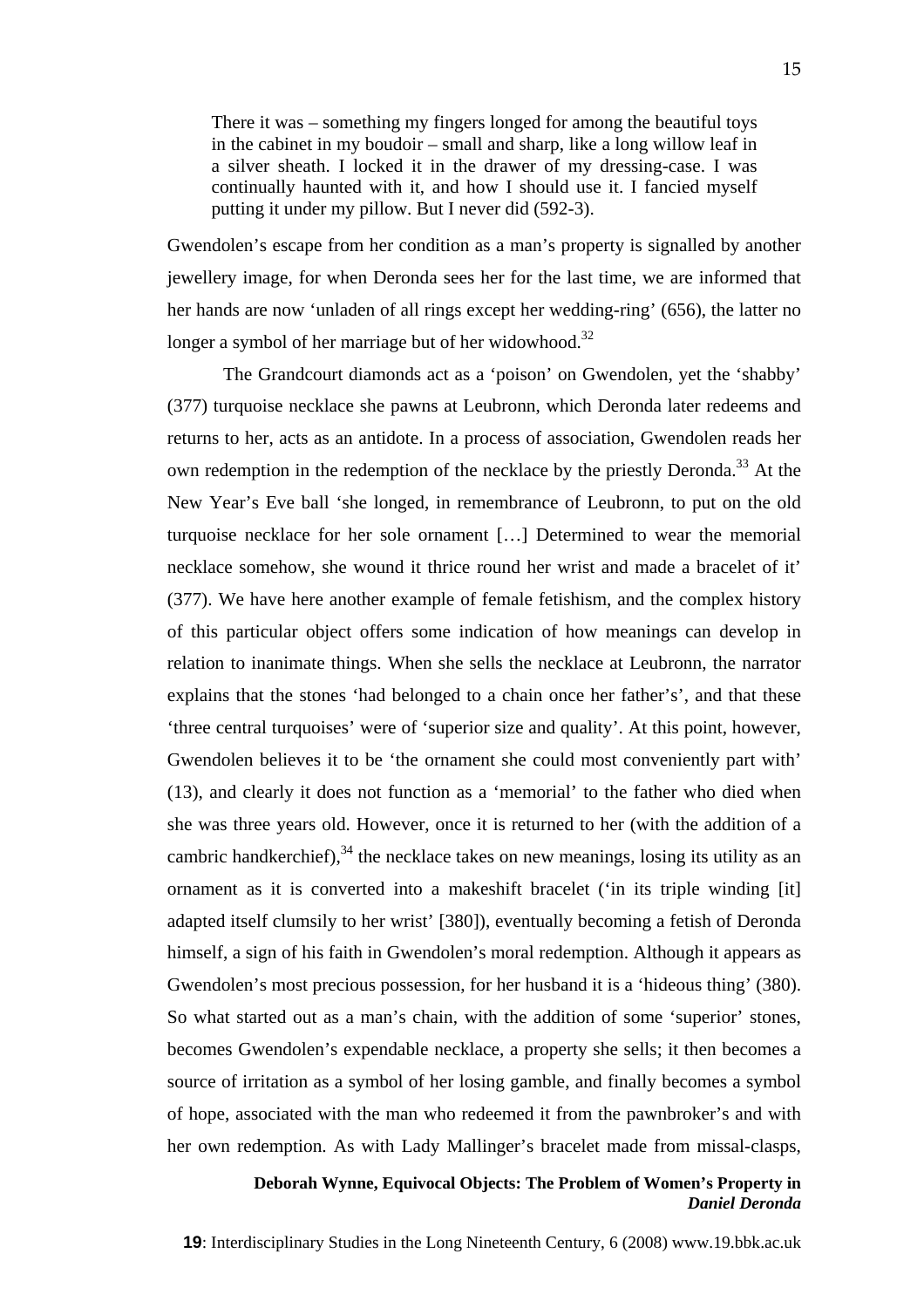> There it was – something my fingers longed for among the beautiful toys in the cabinet in my boudoir – small and sharp, like a long willow leaf in a silver sheath. I locked it in the drawer of my dressing-case. I was continually haunted with it, and how I should use it. I fancied myself putting it under my pillow. But I never did (592-3).

Gwendolen's escape from her condition as a man's property is signalled by another jewellery image, for when Deronda sees her for the last time, we are informed that her hands are now 'unladen of all rings except her wedding-ring' (656), the latter no longer a symbol of her marriage but of her widowhood.[32]

The Grandcourt diamonds act as a 'poison' on Gwendolen, yet the 'shabby' (377) turquoise necklace she pawns at Leubronn, which Deronda later redeems and returns to her, acts as an antidote. In a process of association, Gwendolen reads her own redemption in the redemption of the necklace by the priestly Deronda.[33] At the New Year's Eve ball 'she longed, in remembrance of Leubronn, to put on the old turquoise necklace for her sole ornament […] Determined to wear the memorial necklace somehow, she wound it thrice round her wrist and made a bracelet of it' (377). We have here another example of female fetishism, and the complex history of this particular object offers some indication of how meanings can develop in relation to inanimate things. When she sells the necklace at Leubronn, the narrator explains that the stones 'had belonged to a chain once her father's', and that these 'three central turquoises' were of 'superior size and quality'. At this point, however, Gwendolen believes it to be 'the ornament she could most conveniently part with' (13), and clearly it does not function as a 'memorial' to the father who died when she was three years old. However, once it is returned to her (with the addition of a cambric handkerchief),[34] the necklace takes on new meanings, losing its utility as an ornament as it is converted into a makeshift bracelet ('in its triple winding [it] adapted itself clumsily to her wrist' [380]), eventually becoming a fetish of Deronda himself, a sign of his faith in Gwendolen's moral redemption. Although it appears as Gwendolen's most precious possession, for her husband it is a 'hideous thing' (380). So what started out as a man's chain, with the addition of some 'superior' stones, becomes Gwendolen's expendable necklace, a property she sells; it then becomes a source of irritation as a symbol of her losing gamble, and finally becomes a symbol of hope, associated with the man who redeemed it from the pawnbroker's and with her own redemption. As with Lady Mallinger's bracelet made from missal-clasps,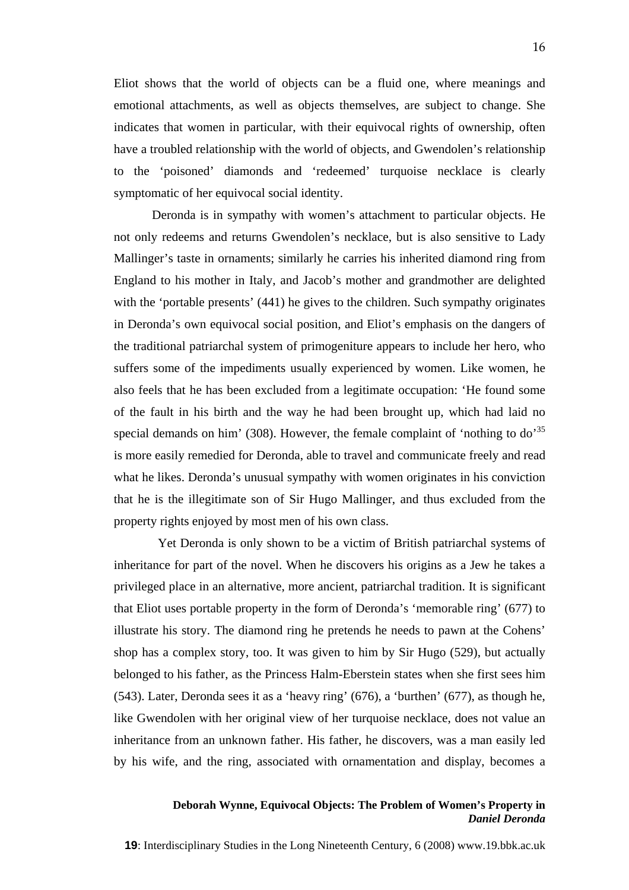Eliot shows that the world of objects can be a fluid one, where meanings and emotional attachments, as well as objects themselves, are subject to change. She indicates that women in particular, with their equivocal rights of ownership, often have a troubled relationship with the world of objects, and Gwendolen's relationship to the 'poisoned' diamonds and 'redeemed' turquoise necklace is clearly symptomatic of her equivocal social identity.

Deronda is in sympathy with women's attachment to particular objects. He not only redeems and returns Gwendolen's necklace, but is also sensitive to Lady Mallinger's taste in ornaments; similarly he carries his inherited diamond ring from England to his mother in Italy, and Jacob's mother and grandmother are delighted with the 'portable presents' (441) he gives to the children. Such sympathy originates in Deronda's own equivocal social position, and Eliot's emphasis on the dangers of the traditional patriarchal system of primogeniture appears to include her hero, who suffers some of the impediments usually experienced by women. Like women, he also feels that he has been excluded from a legitimate occupation: 'He found some of the fault in his birth and the way he had been brought up, which had laid no special demands on him' (308). However, the female complaint of 'nothing to do'[35] is more easily remedied for Deronda, able to travel and communicate freely and read what he likes. Deronda's unusual sympathy with women originates in his conviction that he is the illegitimate son of Sir Hugo Mallinger, and thus excluded from the property rights enjoyed by most men of his own class.

Yet Deronda is only shown to be a victim of British patriarchal systems of inheritance for part of the novel. When he discovers his origins as a Jew he takes a privileged place in an alternative, more ancient, patriarchal tradition. It is significant that Eliot uses portable property in the form of Deronda's 'memorable ring' (677) to illustrate his story. The diamond ring he pretends he needs to pawn at the Cohens' shop has a complex story, too. It was given to him by Sir Hugo (529), but actually belonged to his father, as the Princess Halm-Eberstein states when she first sees him (543). Later, Deronda sees it as a 'heavy ring' (676), a 'burthen' (677), as though he, like Gwendolen with her original view of her turquoise necklace, does not value an inheritance from an unknown father. His father, he discovers, was a man easily led by his wife, and the ring, associated with ornamentation and display, becomes a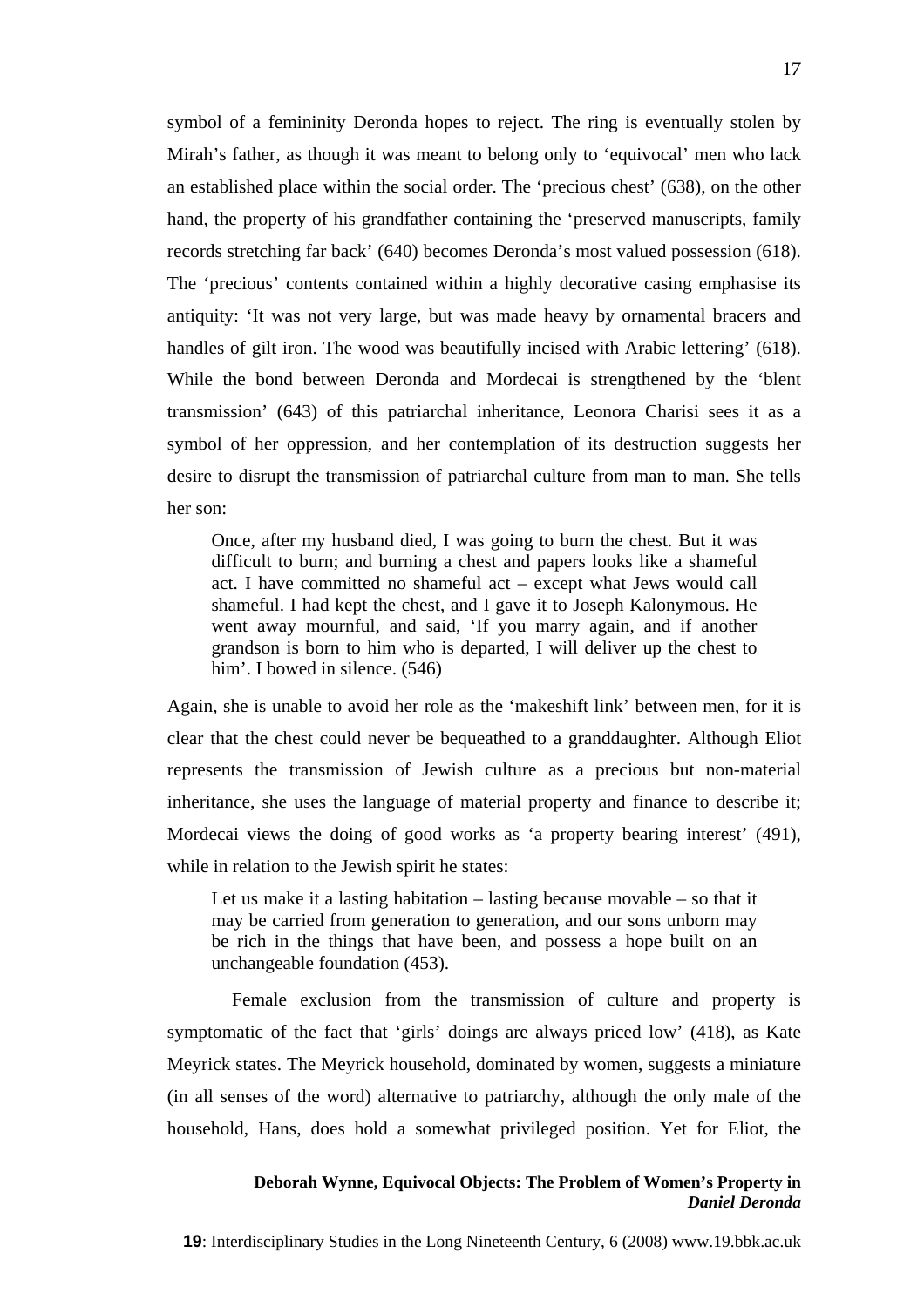symbol of a femininity Deronda hopes to reject. The ring is eventually stolen by Mirah's father, as though it was meant to belong only to 'equivocal' men who lack an established place within the social order. The 'precious chest' (638), on the other hand, the property of his grandfather containing the 'preserved manuscripts, family records stretching far back' (640) becomes Deronda's most valued possession (618). The 'precious' contents contained within a highly decorative casing emphasise its antiquity: 'It was not very large, but was made heavy by ornamental bracers and handles of gilt iron. The wood was beautifully incised with Arabic lettering' (618). While the bond between Deronda and Mordecai is strengthened by the 'blent transmission' (643) of this patriarchal inheritance, Leonora Charisi sees it as a symbol of her oppression, and her contemplation of its destruction suggests her desire to disrupt the transmission of patriarchal culture from man to man. She tells her son:

> Once, after my husband died, I was going to burn the chest. But it was difficult to burn; and burning a chest and papers looks like a shameful act. I have committed no shameful act – except what Jews would call shameful. I had kept the chest, and I gave it to Joseph Kalonymous. He went away mournful, and said, 'If you marry again, and if another grandson is born to him who is departed, I will deliver up the chest to him'. I bowed in silence. (546)

Again, she is unable to avoid her role as the 'makeshift link' between men, for it is clear that the chest could never be bequeathed to a granddaughter. Although Eliot represents the transmission of Jewish culture as a precious but non-material inheritance, she uses the language of material property and finance to describe it; Mordecai views the doing of good works as 'a property bearing interest' (491), while in relation to the Jewish spirit he states:

> Let us make it a lasting habitation – lasting because movable – so that it may be carried from generation to generation, and our sons unborn may be rich in the things that have been, and possess a hope built on an unchangeable foundation (453).

Female exclusion from the transmission of culture and property is symptomatic of the fact that 'girls' doings are always priced low' (418), as Kate Meyrick states. The Meyrick household, dominated by women, suggests a miniature (in all senses of the word) alternative to patriarchy, although the only male of the household, Hans, does hold a somewhat privileged position. Yet for Eliot, the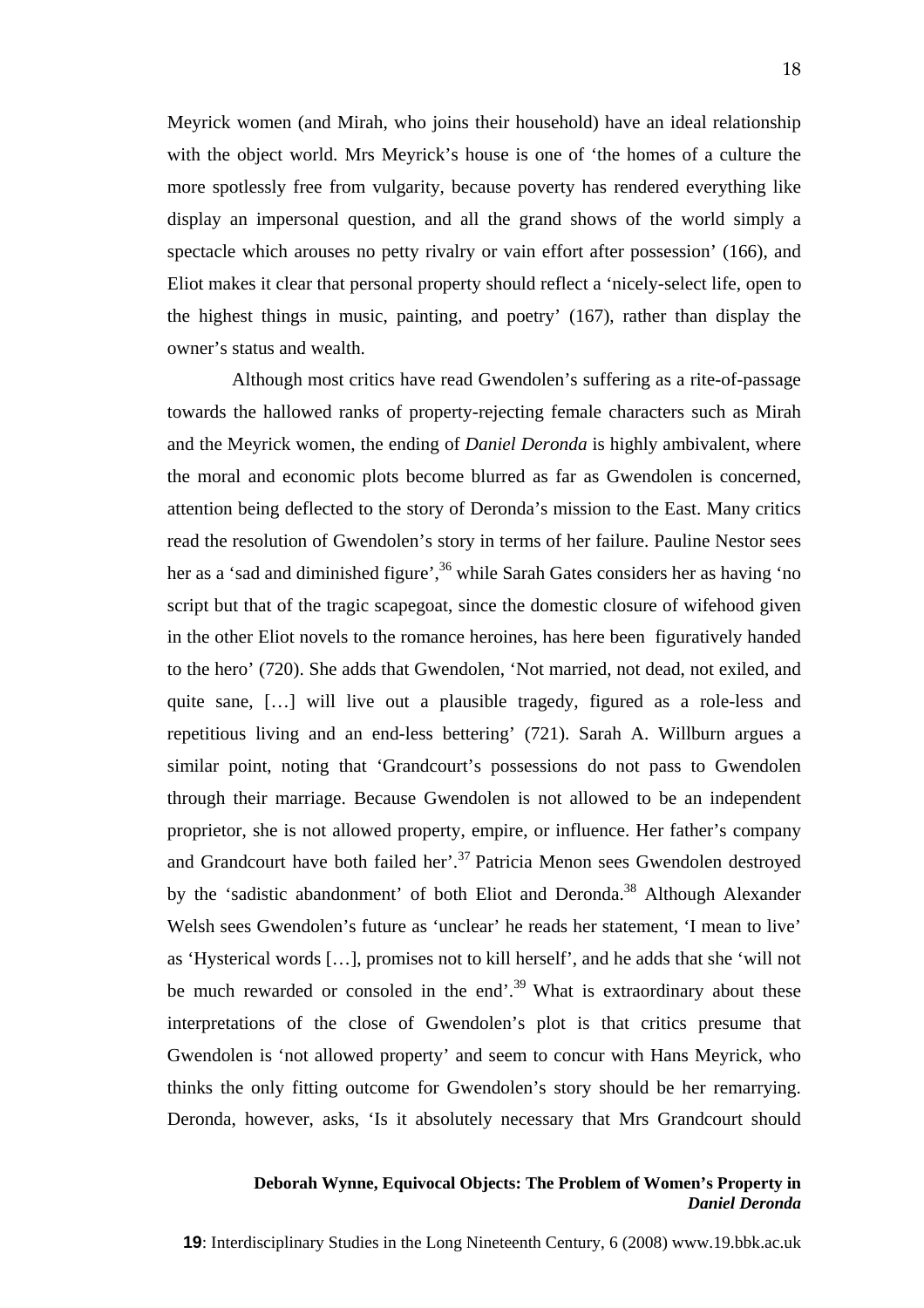Meyrick women (and Mirah, who joins their household) have an ideal relationship with the object world. Mrs Meyrick's house is one of 'the homes of a culture the more spotlessly free from vulgarity, because poverty has rendered everything like display an impersonal question, and all the grand shows of the world simply a spectacle which arouses no petty rivalry or vain effort after possession' (166), and Eliot makes it clear that personal property should reflect a 'nicely-select life, open to the highest things in music, painting, and poetry' (167), rather than display the owner's status and wealth.

Although most critics have read Gwendolen's suffering as a rite-of-passage towards the hallowed ranks of property-rejecting female characters such as Mirah and the Meyrick women, the ending of *Daniel Deronda* is highly ambivalent, where the moral and economic plots become blurred as far as Gwendolen is concerned, attention being deflected to the story of Deronda's mission to the East. Many critics read the resolution of Gwendolen's story in terms of her failure. Pauline Nestor sees her as a 'sad and diminished figure',[36] while Sarah Gates considers her as having 'no script but that of the tragic scapegoat, since the domestic closure of wifehood given in the other Eliot novels to the romance heroines, has here been figuratively handed to the hero' (720). She adds that Gwendolen, 'Not married, not dead, not exiled, and quite sane, […] will live out a plausible tragedy, figured as a role-less and repetitious living and an end-less bettering' (721). Sarah A. Willburn argues a similar point, noting that 'Grandcourt's possessions do not pass to Gwendolen through their marriage. Because Gwendolen is not allowed to be an independent proprietor, she is not allowed property, empire, or influence. Her father's company and Grandcourt have both failed her'.[37] Patricia Menon sees Gwendolen destroyed by the 'sadistic abandonment' of both Eliot and Deronda.[38] Although Alexander Welsh sees Gwendolen's future as 'unclear' he reads her statement, 'I mean to live' as 'Hysterical words […], promises not to kill herself', and he adds that she 'will not be much rewarded or consoled in the end'.[39] What is extraordinary about these interpretations of the close of Gwendolen's plot is that critics presume that Gwendolen is 'not allowed property' and seem to concur with Hans Meyrick, who thinks the only fitting outcome for Gwendolen's story should be her remarrying. Deronda, however, asks, 'Is it absolutely necessary that Mrs Grandcourt should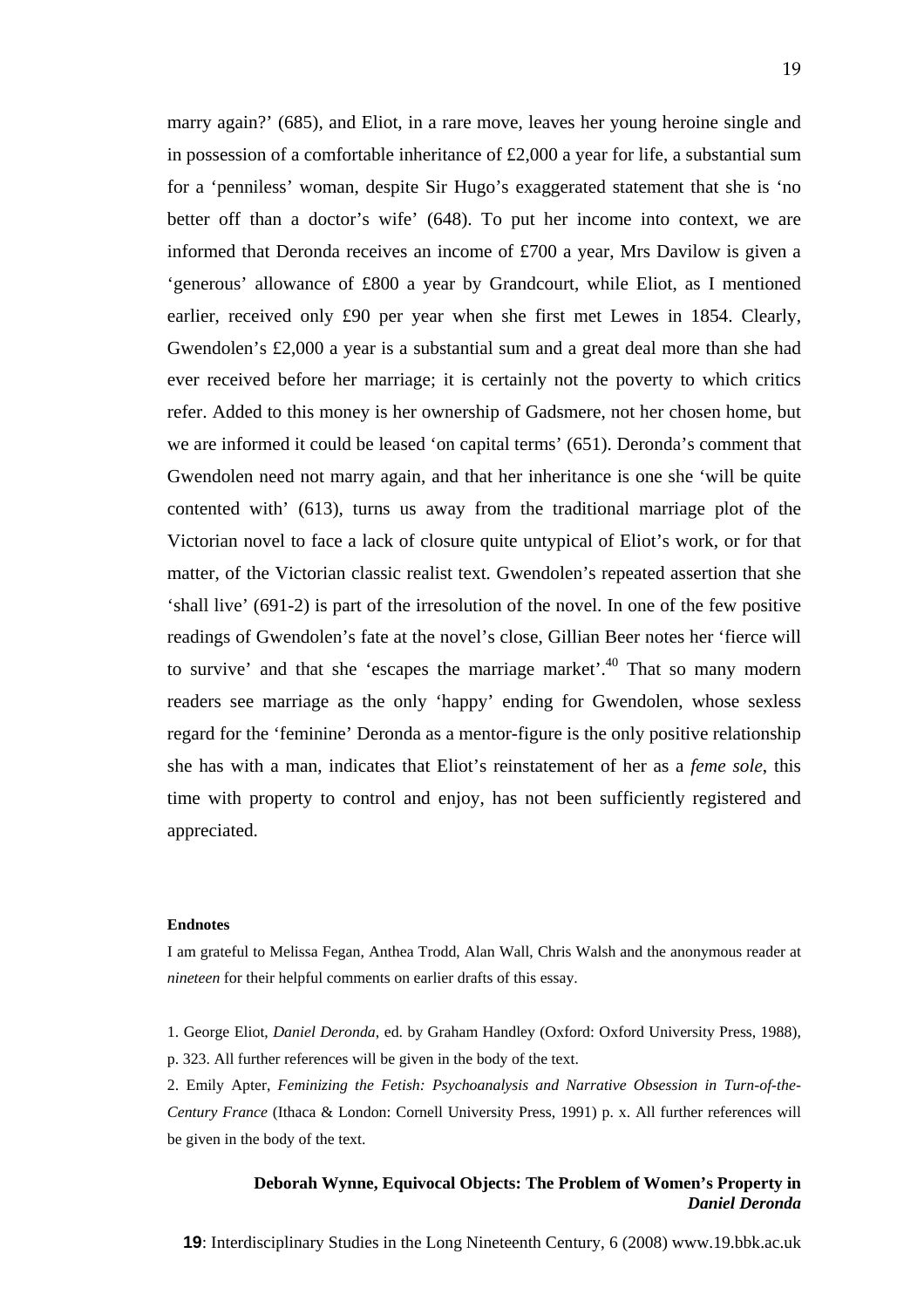marry again?' (685), and Eliot, in a rare move, leaves her young heroine single and in possession of a comfortable inheritance of £2,000 a year for life, a substantial sum for a 'penniless' woman, despite Sir Hugo's exaggerated statement that she is 'no better off than a doctor's wife' (648). To put her income into context, we are informed that Deronda receives an income of £700 a year, Mrs Davilow is given a 'generous' allowance of £800 a year by Grandcourt, while Eliot, as I mentioned earlier, received only £90 per year when she first met Lewes in 1854. Clearly, Gwendolen's £2,000 a year is a substantial sum and a great deal more than she had ever received before her marriage; it is certainly not the poverty to which critics refer. Added to this money is her ownership of Gadsmere, not her chosen home, but we are informed it could be leased 'on capital terms' (651). Deronda's comment that Gwendolen need not marry again, and that her inheritance is one she 'will be quite contented with' (613), turns us away from the traditional marriage plot of the Victorian novel to face a lack of closure quite untypical of Eliot's work, or for that matter, of the Victorian classic realist text. Gwendolen's repeated assertion that she 'shall live' (691-2) is part of the irresolution of the novel. In one of the few positive readings of Gwendolen's fate at the novel's close, Gillian Beer notes her 'fierce will to survive' and that she 'escapes the marriage market'.[40] That so many modern readers see marriage as the only 'happy' ending for Gwendolen, whose sexless regard for the 'feminine' Deronda as a mentor-figure is the only positive relationship she has with a man, indicates that Eliot's reinstatement of her as a *feme sole*, this time with property to control and enjoy, has not been sufficiently registered and appreciated.

**Endnotes**

I am grateful to Melissa Fegan, Anthea Trodd, Alan Wall, Chris Walsh and the anonymous reader at *nineteen* for their helpful comments on earlier drafts of this essay.

1. George Eliot, *Daniel Deronda*, ed. by Graham Handley (Oxford: Oxford University Press, 1988), p. 323. All further references will be given in the body of the text.

2. Emily Apter, *Feminizing the Fetish: Psychoanalysis and Narrative Obsession in Turn-of-the-Century France* (Ithaca & London: Cornell University Press, 1991) p. x. All further references will be given in the body of the text.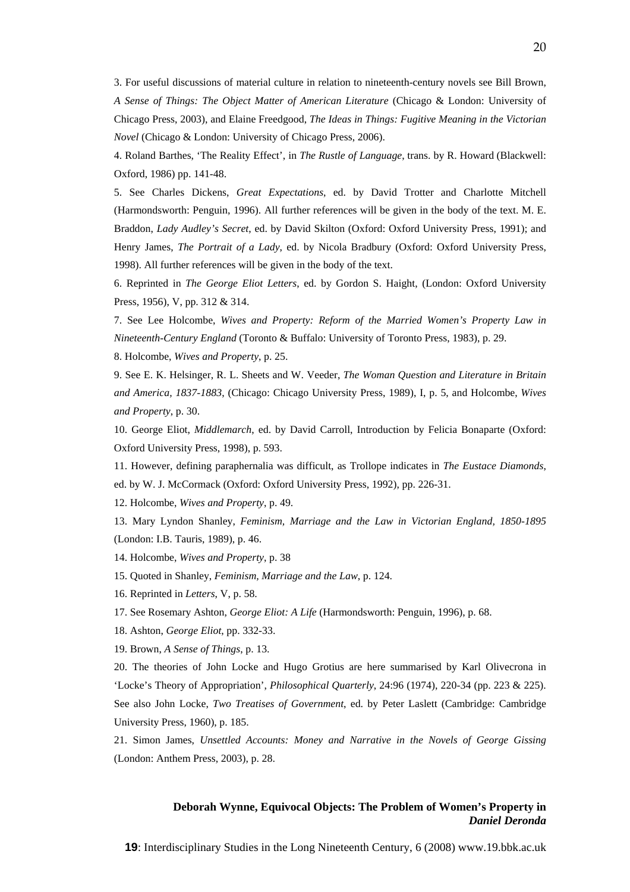3. For useful discussions of material culture in relation to nineteenth-century novels see Bill Brown, *A Sense of Things: The Object Matter of American Literature* (Chicago & London: University of Chicago Press, 2003), and Elaine Freedgood, *The Ideas in Things: Fugitive Meaning in the Victorian Novel* (Chicago & London: University of Chicago Press, 2006).

4. Roland Barthes, 'The Reality Effect', in *The Rustle of Language*, trans. by R. Howard (Blackwell: Oxford, 1986) pp. 141-48.

5. See Charles Dickens, *Great Expectations*, ed. by David Trotter and Charlotte Mitchell (Harmondsworth: Penguin, 1996). All further references will be given in the body of the text. M. E. Braddon, *Lady Audley's Secret*, ed. by David Skilton (Oxford: Oxford University Press, 1991); and Henry James, *The Portrait of a Lady*, ed. by Nicola Bradbury (Oxford: Oxford University Press, 1998). All further references will be given in the body of the text.

6. Reprinted in *The George Eliot Letters*, ed. by Gordon S. Haight, (London: Oxford University Press, 1956), V, pp. 312 & 314.

7. See Lee Holcombe, *Wives and Property: Reform of the Married Women's Property Law in Nineteenth-Century England* (Toronto & Buffalo: University of Toronto Press, 1983), p. 29.

8. Holcombe, *Wives and Property*, p. 25.

9. See E. K. Helsinger, R. L. Sheets and W. Veeder, *The Woman Question and Literature in Britain and America, 1837-1883*, (Chicago: Chicago University Press, 1989), I, p. 5, and Holcombe, *Wives and Property*, p. 30.

10. George Eliot, *Middlemarch*, ed. by David Carroll, Introduction by Felicia Bonaparte (Oxford: Oxford University Press, 1998), p. 593.

11. However, defining paraphernalia was difficult, as Trollope indicates in *The Eustace Diamonds*, ed. by W. J. McCormack (Oxford: Oxford University Press, 1992), pp. 226-31.

12. Holcombe, *Wives and Property*, p. 49.

13. Mary Lyndon Shanley, *Feminism, Marriage and the Law in Victorian England, 1850-1895* (London: I.B. Tauris, 1989), p. 46.

14. Holcombe, *Wives and Property*, p. 38

15. Quoted in Shanley, *Feminism, Marriage and the Law*, p. 124.

16. Reprinted in *Letters*, V, p. 58.

17. See Rosemary Ashton, *George Eliot: A Life* (Harmondsworth: Penguin, 1996), p. 68.

18. Ashton, *George Eliot*, pp. 332-33.

19. Brown, *A Sense of Things*, p. 13.

20. The theories of John Locke and Hugo Grotius are here summarised by Karl Olivecrona in 'Locke's Theory of Appropriation', *Philosophical Quarterly*, 24:96 (1974), 220-34 (pp. 223 & 225). See also John Locke, *Two Treatises of Government*, ed. by Peter Laslett (Cambridge: Cambridge University Press, 1960), p. 185.

21. Simon James, *Unsettled Accounts: Money and Narrative in the Novels of George Gissing* (London: Anthem Press, 2003), p. 28.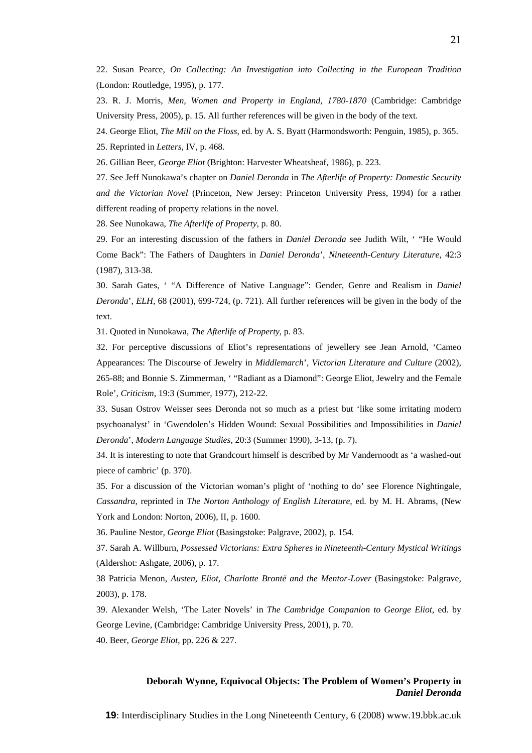22. Susan Pearce, *On Collecting: An Investigation into Collecting in the European Tradition* (London: Routledge, 1995), p. 177.

23. R. J. Morris, *Men, Women and Property in England, 1780-1870* (Cambridge: Cambridge University Press, 2005), p. 15. All further references will be given in the body of the text.

24. George Eliot, *The Mill on the Floss*, ed. by A. S. Byatt (Harmondsworth: Penguin, 1985), p. 365.

25. Reprinted in *Letters*, IV, p. 468.

26. Gillian Beer, *George Eliot* (Brighton: Harvester Wheatsheaf, 1986), p. 223.

27. See Jeff Nunokawa's chapter on *Daniel Deronda* in *The Afterlife of Property: Domestic Security and the Victorian Novel* (Princeton, New Jersey: Princeton University Press, 1994) for a rather different reading of property relations in the novel.

28. See Nunokawa, *The Afterlife of Property*, p. 80.

29. For an interesting discussion of the fathers in *Daniel Deronda* see Judith Wilt, ' "He Would Come Back": The Fathers of Daughters in *Daniel Deronda*', *Nineteenth-Century Literature*, 42:3 (1987), 313-38.

30. Sarah Gates, ' "A Difference of Native Language": Gender, Genre and Realism in *Daniel Deronda*', *ELH*, 68 (2001), 699-724, (p. 721). All further references will be given in the body of the text.

31. Quoted in Nunokawa, *The Afterlife of Property*, p. 83.

32. For perceptive discussions of Eliot's representations of jewellery see Jean Arnold, 'Cameo Appearances: The Discourse of Jewelry in *Middlemarch*', *Victorian Literature and Culture* (2002), 265-88; and Bonnie S. Zimmerman, ' "Radiant as a Diamond": George Eliot, Jewelry and the Female Role', *Criticism*, 19:3 (Summer, 1977), 212-22.

33. Susan Ostrov Weisser sees Deronda not so much as a priest but 'like some irritating modern psychoanalyst' in 'Gwendolen's Hidden Wound: Sexual Possibilities and Impossibilities in *Daniel Deronda*', *Modern Language Studies*, 20:3 (Summer 1990), 3-13, (p. 7).

34. It is interesting to note that Grandcourt himself is described by Mr Vandernoodt as 'a washed-out piece of cambric' (p. 370).

35. For a discussion of the Victorian woman's plight of 'nothing to do' see Florence Nightingale, *Cassandra*, reprinted in *The Norton Anthology of English Literature*, ed. by M. H. Abrams, (New York and London: Norton, 2006), II, p. 1600.

36. Pauline Nestor, *George Eliot* (Basingstoke: Palgrave, 2002), p. 154.

37. Sarah A. Willburn, *Possessed Victorians: Extra Spheres in Nineteenth-Century Mystical Writings* (Aldershot: Ashgate, 2006), p. 17.

38 Patricia Menon, *Austen, Eliot, Charlotte Brontë and the Mentor-Lover* (Basingstoke: Palgrave, 2003), p. 178.

39. Alexander Welsh, 'The Later Novels' in *The Cambridge Companion to George Eliot*, ed. by George Levine, (Cambridge: Cambridge University Press, 2001), p. 70.

40. Beer, *George Eliot*, pp. 226 & 227.